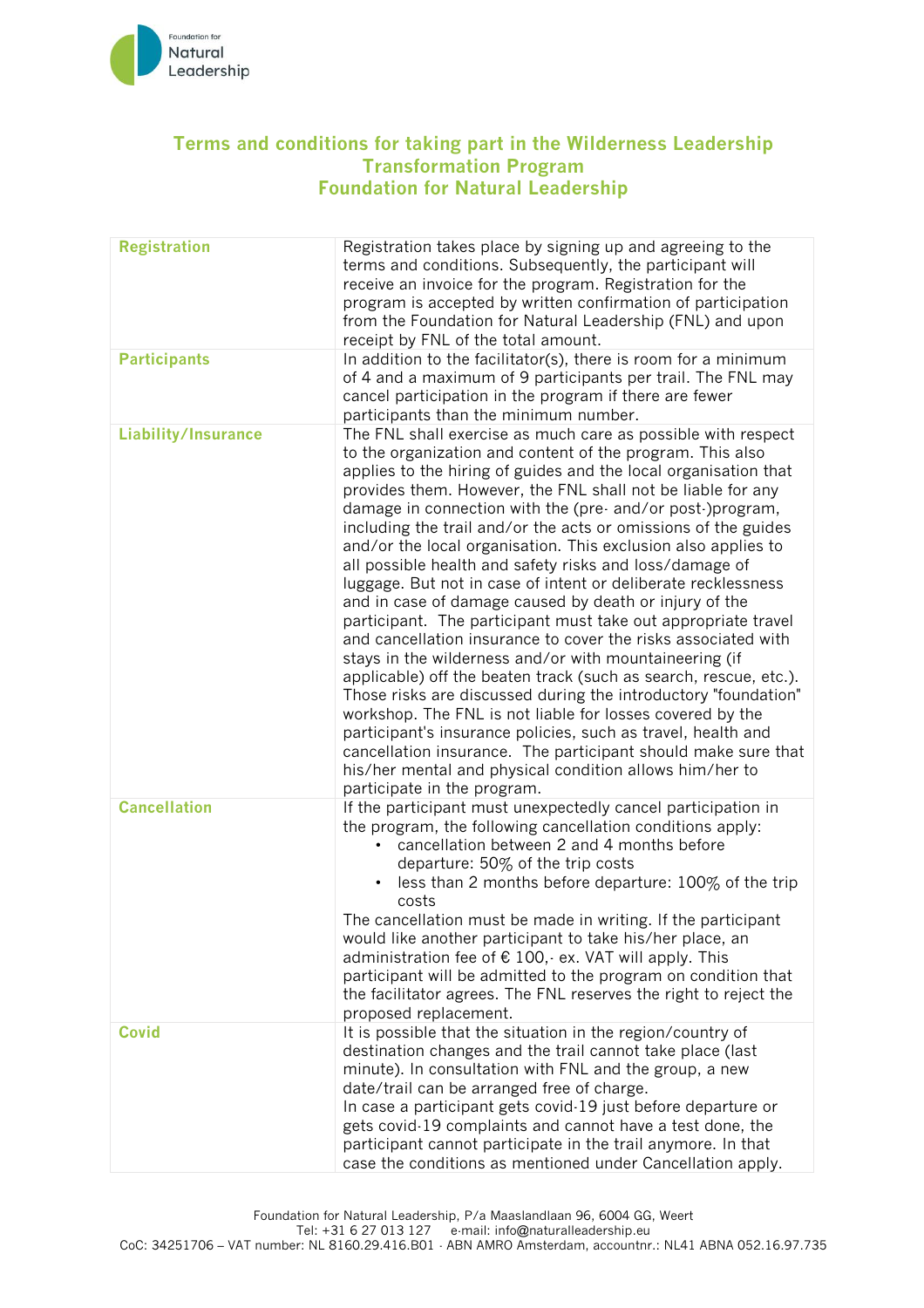# Terms and conditions for taking part in the Wilderness Leadership Transformation Program Foundation for Natural Leadership

| | |
|---|---|
| **Registration** | Registration takes place by signing up and agreeing to the terms and conditions. Subsequently, the participant will receive an invoice for the program. Registration for the program is accepted by written confirmation of participation from the Foundation for Natural Leadership (FNL) and upon receipt by FNL of the total amount. |
| **Participants** | In addition to the facilitator(s), there is room for a minimum of 4 and a maximum of 9 participants per trail. The FNL may cancel participation in the program if there are fewer participants than the minimum number. |
| **Liability/Insurance** | The FNL shall exercise as much care as possible with respect to the organization and content of the program. This also applies to the hiring of guides and the local organisation that provides them. However, the FNL shall not be liable for any damage in connection with the (pre- and/or post-)program, including the trail and/or the acts or omissions of the guides and/or the local organisation. This exclusion also applies to all possible health and safety risks and loss/damage of luggage. But not in case of intent or deliberate recklessness and in case of damage caused by death or injury of the participant. The participant must take out appropriate travel and cancellation insurance to cover the risks associated with stays in the wilderness and/or with mountaineering (if applicable) off the beaten track (such as search, rescue, etc.). Those risks are discussed during the introductory "foundation" workshop. The FNL is not liable for losses covered by the participant's insurance policies, such as travel, health and cancellation insurance. The participant should make sure that his/her mental and physical condition allows him/her to participate in the program. |
| **Cancellation** | If the participant must unexpectedly cancel participation in the program, the following cancellation conditions apply:<br>• cancellation between 2 and 4 months before departure: 50% of the trip costs<br>• less than 2 months before departure: 100% of the trip costs<br>The cancellation must be made in writing. If the participant would like another participant to take his/her place, an administration fee of € 100,- ex. VAT will apply. This participant will be admitted to the program on condition that the facilitator agrees. The FNL reserves the right to reject the proposed replacement. |
| **Covid** | It is possible that the situation in the region/country of destination changes and the trail cannot take place (last minute). In consultation with FNL and the group, a new date/trail can be arranged free of charge.<br>In case a participant gets covid-19 just before departure or gets covid-19 complaints and cannot have a test done, the participant cannot participate in the trail anymore. In that case the conditions as mentioned under Cancellation apply. |

Foundation for Natural Leadership, P/a Maaslandlaan 96, 6004 GG, Weert
Tel: +31 6 27 013 127 e-mail: info@naturalleadership.eu
CoC: 34251706 – VAT number: NL 8160.29.416.B01 · ABN AMRO Amsterdam, accountnr.: NL41 ABNA 052.16.97.735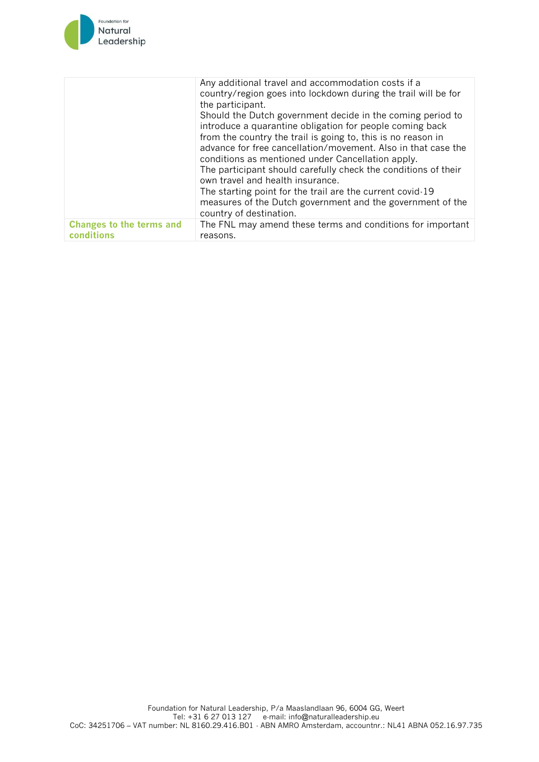| | |
|---|---|
| | Any additional travel and accommodation costs if a country/region goes into lockdown during the trail will be for the participant.<br>Should the Dutch government decide in the coming period to introduce a quarantine obligation for people coming back from the country the trail is going to, this is no reason in advance for free cancellation/movement. Also in that case the conditions as mentioned under Cancellation apply.<br>The participant should carefully check the conditions of their own travel and health insurance.<br>The starting point for the trail are the current covid-19 measures of the Dutch government and the government of the country of destination. |
| **Changes to the terms and conditions** | The FNL may amend these terms and conditions for important reasons. |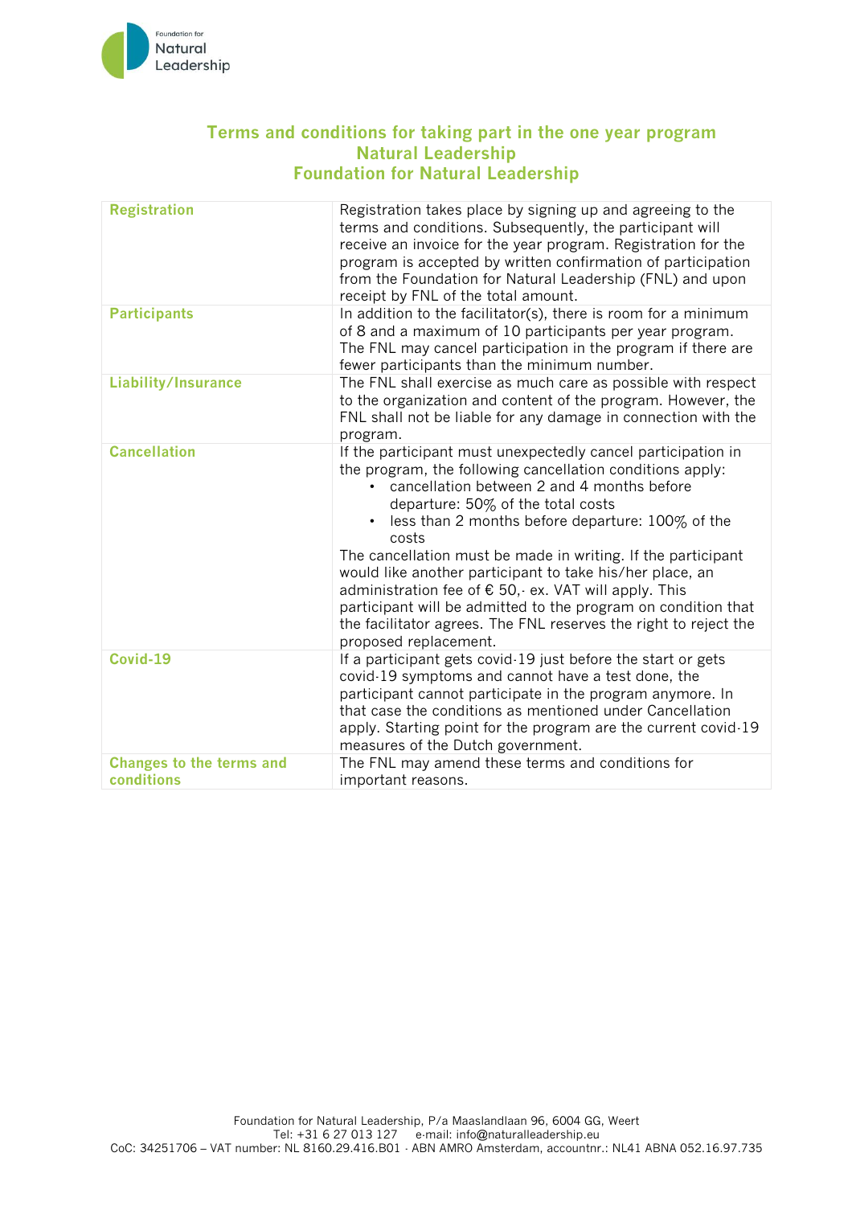# Terms and conditions for taking part in the one year program Natural Leadership Foundation for Natural Leadership

| | |
|---|---|
| **Registration** | Registration takes place by signing up and agreeing to the terms and conditions. Subsequently, the participant will receive an invoice for the year program. Registration for the program is accepted by written confirmation of participation from the Foundation for Natural Leadership (FNL) and upon receipt by FNL of the total amount. |
| **Participants** | In addition to the facilitator(s), there is room for a minimum of 8 and a maximum of 10 participants per year program. The FNL may cancel participation in the program if there are fewer participants than the minimum number. |
| **Liability/Insurance** | The FNL shall exercise as much care as possible with respect to the organization and content of the program. However, the FNL shall not be liable for any damage in connection with the program. |
| **Cancellation** | If the participant must unexpectedly cancel participation in the program, the following cancellation conditions apply: <br>• cancellation between 2 and 4 months before departure: 50% of the total costs <br>• less than 2 months before departure: 100% of the costs <br>The cancellation must be made in writing. If the participant would like another participant to take his/her place, an administration fee of € 50,- ex. VAT will apply. This participant will be admitted to the program on condition that the facilitator agrees. The FNL reserves the right to reject the proposed replacement. |
| **Covid-19** | If a participant gets covid-19 just before the start or gets covid-19 symptoms and cannot have a test done, the participant cannot participate in the program anymore. In that case the conditions as mentioned under Cancellation apply. Starting point for the program are the current covid-19 measures of the Dutch government. |
| **Changes to the terms and conditions** | The FNL may amend these terms and conditions for important reasons. |

Foundation for Natural Leadership, P/a Maaslandlaan 96, 6004 GG, Weert
Tel: +31 6 27 013 127 e-mail: info@naturalleadership.eu
CoC: 34251706 – VAT number: NL 8160.29.416.B01 - ABN AMRO Amsterdam, accountnr.: NL41 ABNA 052.16.97.735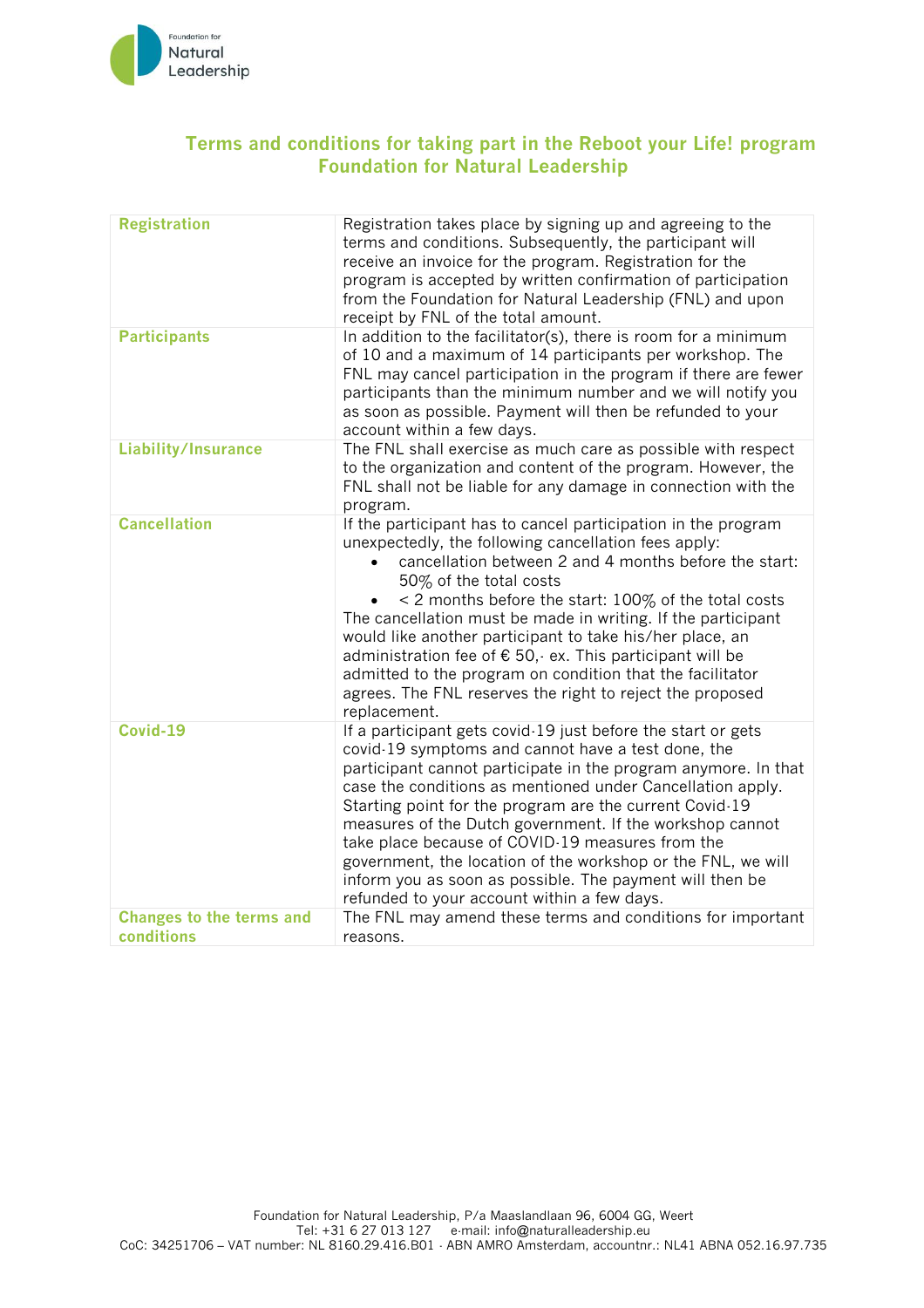## Terms and conditions for taking part in the Reboot your Life! program Foundation for Natural Leadership

| | |
|---|---|
| **Registration** | Registration takes place by signing up and agreeing to the terms and conditions. Subsequently, the participant will receive an invoice for the program. Registration for the program is accepted by written confirmation of participation from the Foundation for Natural Leadership (FNL) and upon receipt by FNL of the total amount. |
| **Participants** | In addition to the facilitator(s), there is room for a minimum of 10 and a maximum of 14 participants per workshop. The FNL may cancel participation in the program if there are fewer participants than the minimum number and we will notify you as soon as possible. Payment will then be refunded to your account within a few days. |
| **Liability/Insurance** | The FNL shall exercise as much care as possible with respect to the organization and content of the program. However, the FNL shall not be liable for any damage in connection with the program. |
| **Cancellation** | If the participant has to cancel participation in the program unexpectedly, the following cancellation fees apply:<br>• cancellation between 2 and 4 months before the start: 50% of the total costs<br>• < 2 months before the start: 100% of the total costs<br>The cancellation must be made in writing. If the participant would like another participant to take his/her place, an administration fee of € 50,- ex. This participant will be admitted to the program on condition that the facilitator agrees. The FNL reserves the right to reject the proposed replacement. |
| **Covid-19** | If a participant gets covid-19 just before the start or gets covid-19 symptoms and cannot have a test done, the participant cannot participate in the program anymore. In that case the conditions as mentioned under Cancellation apply. Starting point for the program are the current Covid-19 measures of the Dutch government. If the workshop cannot take place because of COVID-19 measures from the government, the location of the workshop or the FNL, we will inform you as soon as possible. The payment will then be refunded to your account within a few days. |
| **Changes to the terms and conditions** | The FNL may amend these terms and conditions for important reasons. |

Foundation for Natural Leadership, P/a Maaslandlaan 96, 6004 GG, Weert
Tel: +31 6 27 013 127 e-mail: info@naturalleadership.eu
CoC: 34251706 – VAT number: NL 8160.29.416.B01 · ABN AMRO Amsterdam, accountnr.: NL41 ABNA 052.16.97.735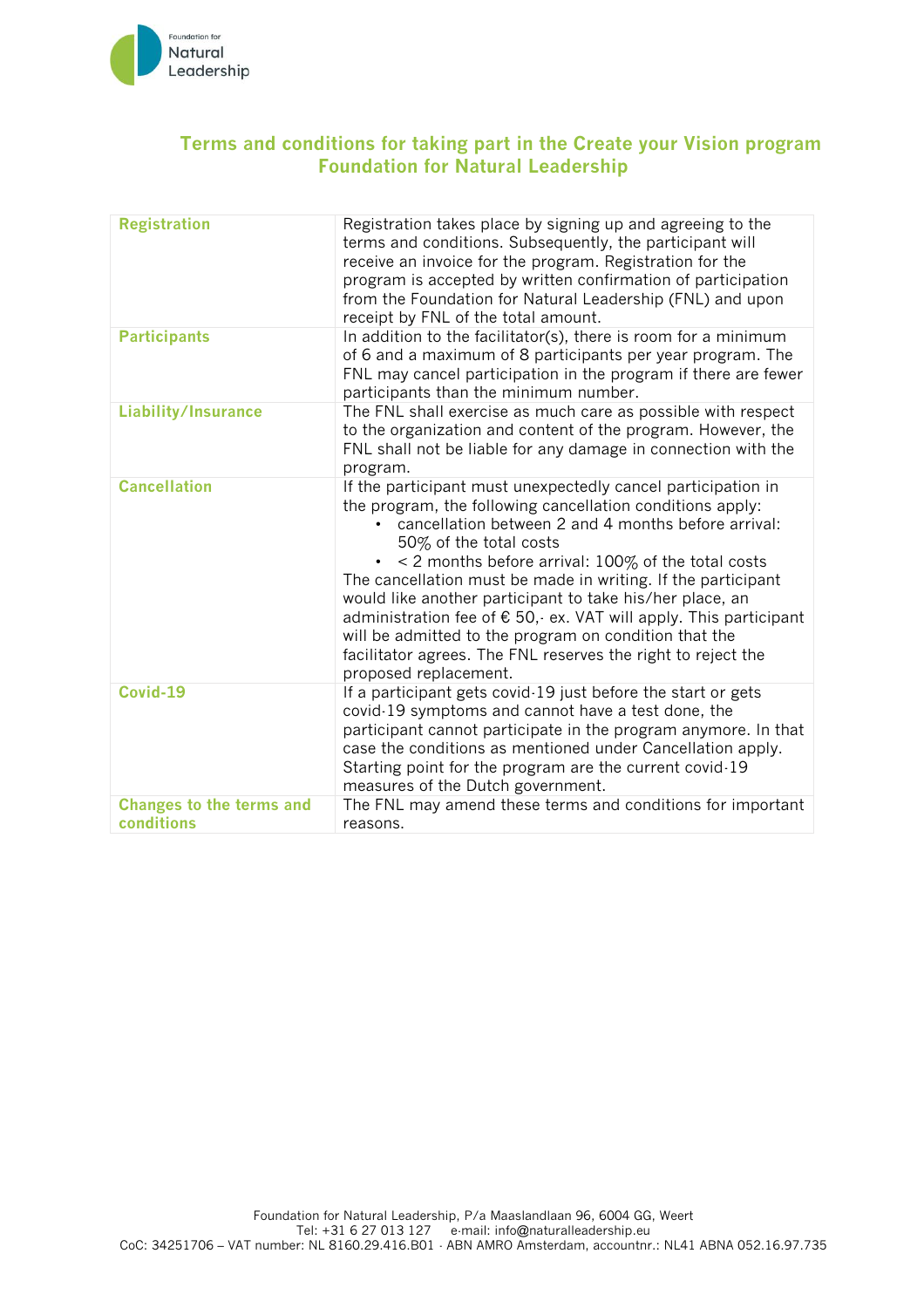# Terms and conditions for taking part in the Create your Vision program Foundation for Natural Leadership

| | |
|---|---|
| **Registration** | Registration takes place by signing up and agreeing to the terms and conditions. Subsequently, the participant will receive an invoice for the program. Registration for the program is accepted by written confirmation of participation from the Foundation for Natural Leadership (FNL) and upon receipt by FNL of the total amount. |
| **Participants** | In addition to the facilitator(s), there is room for a minimum of 6 and a maximum of 8 participants per year program. The FNL may cancel participation in the program if there are fewer participants than the minimum number. |
| **Liability/Insurance** | The FNL shall exercise as much care as possible with respect to the organization and content of the program. However, the FNL shall not be liable for any damage in connection with the program. |
| **Cancellation** | If the participant must unexpectedly cancel participation in the program, the following cancellation conditions apply: • cancellation between 2 and 4 months before arrival: 50% of the total costs • < 2 months before arrival: 100% of the total costs The cancellation must be made in writing. If the participant would like another participant to take his/her place, an administration fee of € 50,- ex. VAT will apply. This participant will be admitted to the program on condition that the facilitator agrees. The FNL reserves the right to reject the proposed replacement. |
| **Covid-19** | If a participant gets covid-19 just before the start or gets covid-19 symptoms and cannot have a test done, the participant cannot participate in the program anymore. In that case the conditions as mentioned under Cancellation apply. Starting point for the program are the current covid-19 measures of the Dutch government. |
| **Changes to the terms and conditions** | The FNL may amend these terms and conditions for important reasons. |

Foundation for Natural Leadership, P/a Maaslandlaan 96, 6004 GG, Weert
Tel: +31 6 27 013 127 e-mail: info@naturalleadership.eu
CoC: 34251706 – VAT number: NL 8160.29.416.B01 - ABN AMRO Amsterdam, accountnr.: NL41 ABNA 052.16.97.735